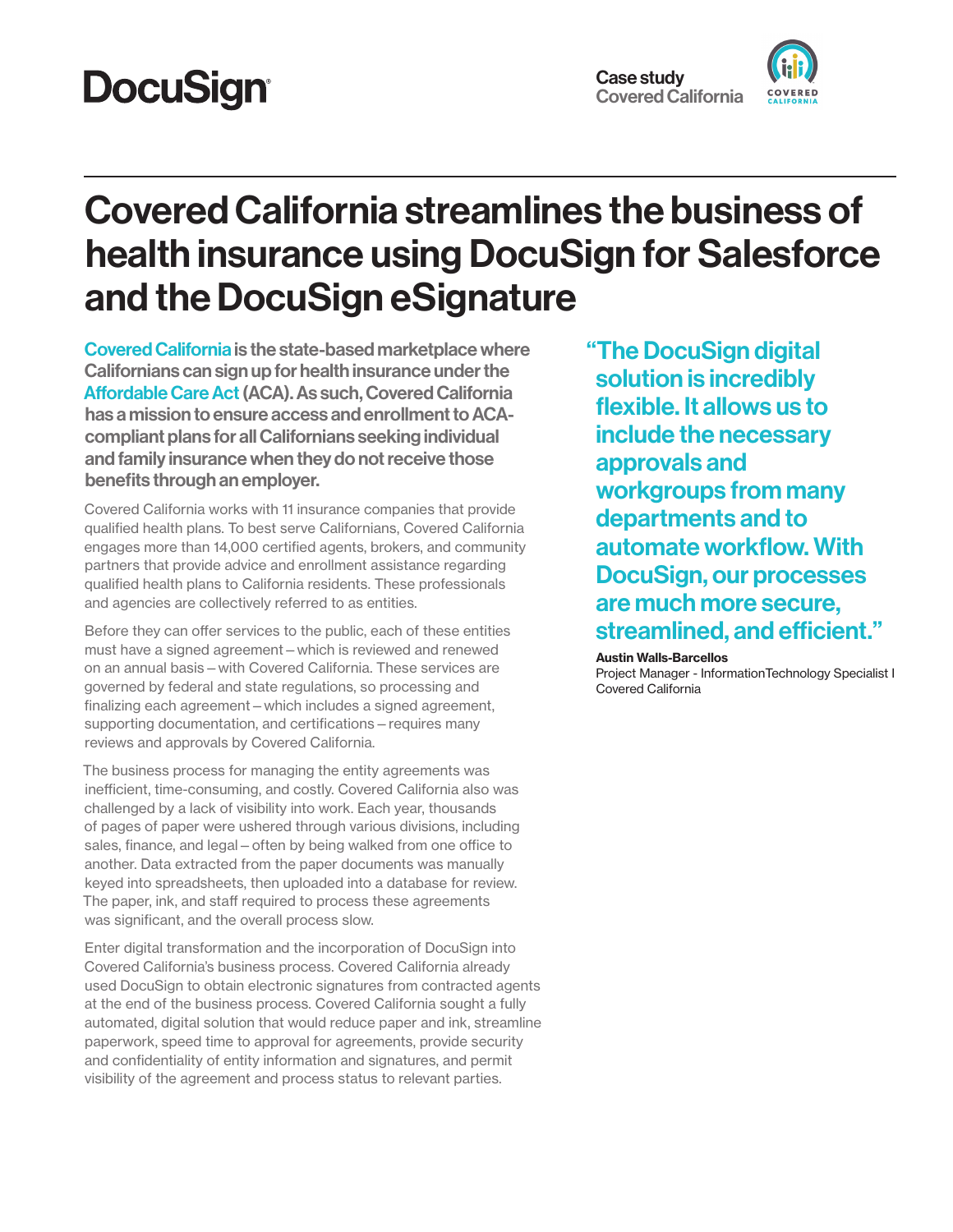DocuSign

Case study
Covered California

# Covered California streamlines the business of health insurance using DocuSign for Salesforce and the DocuSign eSignature

**Covered California is the state-based marketplace where Californians can sign up for health insurance under the Affordable Care Act (ACA). As such, Covered California has a mission to ensure access and enrollment to ACA-compliant plans for all Californians seeking individual and family insurance when they do not receive those benefits through an employer.**

Covered California works with 11 insurance companies that provide qualified health plans. To best serve Californians, Covered California engages more than 14,000 certified agents, brokers, and community partners that provide advice and enrollment assistance regarding qualified health plans to California residents. These professionals and agencies are collectively referred to as entities.

Before they can offer services to the public, each of these entities must have a signed agreement – which is reviewed and renewed on an annual basis – with Covered California. These services are governed by federal and state regulations, so processing and finalizing each agreement – which includes a signed agreement, supporting documentation, and certifications – requires many reviews and approvals by Covered California.

The business process for managing the entity agreements was inefficient, time-consuming, and costly. Covered California also was challenged by a lack of visibility into work. Each year, thousands of pages of paper were ushered through various divisions, including sales, finance, and legal – often by being walked from one office to another. Data extracted from the paper documents was manually keyed into spreadsheets, then uploaded into a database for review. The paper, ink, and staff required to process these agreements was significant, and the overall process slow.

Enter digital transformation and the incorporation of DocuSign into Covered California's business process. Covered California already used DocuSign to obtain electronic signatures from contracted agents at the end of the business process. Covered California sought a fully automated, digital solution that would reduce paper and ink, streamline paperwork, speed time to approval for agreements, provide security and confidentiality of entity information and signatures, and permit visibility of the agreement and process status to relevant parties.

> **"The DocuSign digital solution is incredibly flexible. It allows us to include the necessary approvals and workgroups from many departments and to automate workflow. With DocuSign, our processes are much more secure, streamlined, and efficient."**
>
> **Austin Walls-Barcellos**
> Project Manager - InformationTechnology Specialist I
> Covered California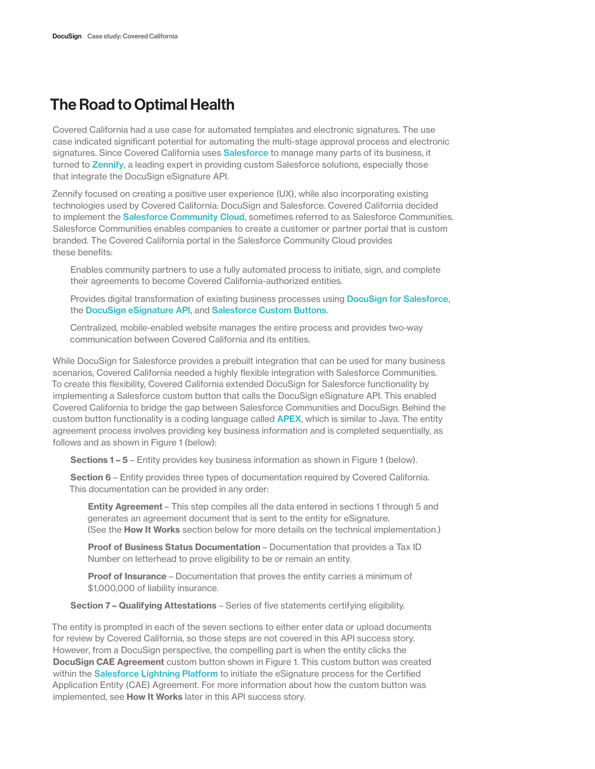# The Road to Optimal Health

Covered California had a use case for automated templates and electronic signatures. The use case indicated significant potential for automating the multi-stage approval process and electronic signatures. Since Covered California uses Salesforce to manage many parts of its business, it turned to Zennify, a leading expert in providing custom Salesforce solutions, especially those that integrate the DocuSign eSignature API.

Zennify focused on creating a positive user experience (UX), while also incorporating existing technologies used by Covered California: DocuSign and Salesforce. Covered California decided to implement the Salesforce Community Cloud, sometimes referred to as Salesforce Communities. Salesforce Communities enables companies to create a customer or partner portal that is custom branded. The Covered California portal in the Salesforce Community Cloud provides these benefits:

- Enables community partners to use a fully automated process to initiate, sign, and complete their agreements to become Covered California-authorized entities.
- Provides digital transformation of existing business processes using DocuSign for Salesforce, the DocuSign eSignature API, and Salesforce Custom Buttons.
- Centralized, mobile-enabled website manages the entire process and provides two-way communication between Covered California and its entities.

While DocuSign for Salesforce provides a prebuilt integration that can be used for many business scenarios, Covered California needed a highly flexible integration with Salesforce Communities. To create this flexibility, Covered California extended DocuSign for Salesforce functionality by implementing a Salesforce custom button that calls the DocuSign eSignature API. This enabled Covered California to bridge the gap between Salesforce Communities and DocuSign. Behind the custom button functionality is a coding language called APEX, which is similar to Java. The entity agreement process involves providing key business information and is completed sequentially, as follows and as shown in Figure 1 (below):

- **Sections 1 – 5** – Entity provides key business information as shown in Figure 1 (below).
- **Section 6** – Entity provides three types of documentation required by Covered California. This documentation can be provided in any order:
  - **Entity Agreement** – This step compiles all the data entered in sections 1 through 5 and generates an agreement document that is sent to the entity for eSignature. (See the **How It Works** section below for more details on the technical implementation.)
  - **Proof of Business Status Documentation** – Documentation that provides a Tax ID Number on letterhead to prove eligibility to be or remain an entity.
  - **Proof of Insurance** – Documentation that proves the entity carries a minimum of $1,000,000 of liability insurance.
- **Section 7 – Qualifying Attestations** – Series of five statements certifying eligibility.

The entity is prompted in each of the seven sections to either enter data or upload documents for review by Covered California, so those steps are not covered in this API success story. However, from a DocuSign perspective, the compelling part is when the entity clicks the **DocuSign CAE Agreement** custom button shown in Figure 1. This custom button was created within the Salesforce Lightning Platform to initiate the eSignature process for the Certified Application Entity (CAE) Agreement. For more information about how the custom button was implemented, see **How It Works** later in this API success story.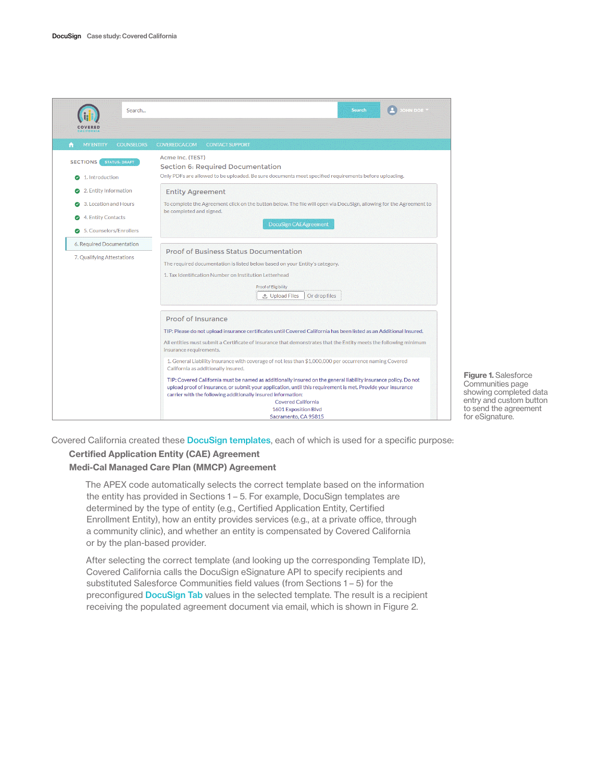Figure 1. Salesforce Communities page showing completed data entry and custom button to send the agreement for eSignature.

Covered California created these DocuSign templates, each of which is used for a specific purpose:

**Certified Application Entity (CAE) Agreement**

**Medi-Cal Managed Care Plan (MMCP) Agreement**

The APEX code automatically selects the correct template based on the information the entity has provided in Sections 1 – 5. For example, DocuSign templates are determined by the type of entity (e.g., Certified Application Entity, Certified Enrollment Entity), how an entity provides services (e.g., at a private office, through a community clinic), and whether an entity is compensated by Covered California or by the plan-based provider.

After selecting the correct template (and looking up the corresponding Template ID), Covered California calls the DocuSign eSignature API to specify recipients and substituted Salesforce Communities field values (from Sections 1 – 5) for the preconfigured DocuSign Tab values in the selected template. The result is a recipient receiving the populated agreement document via email, which is shown in Figure 2.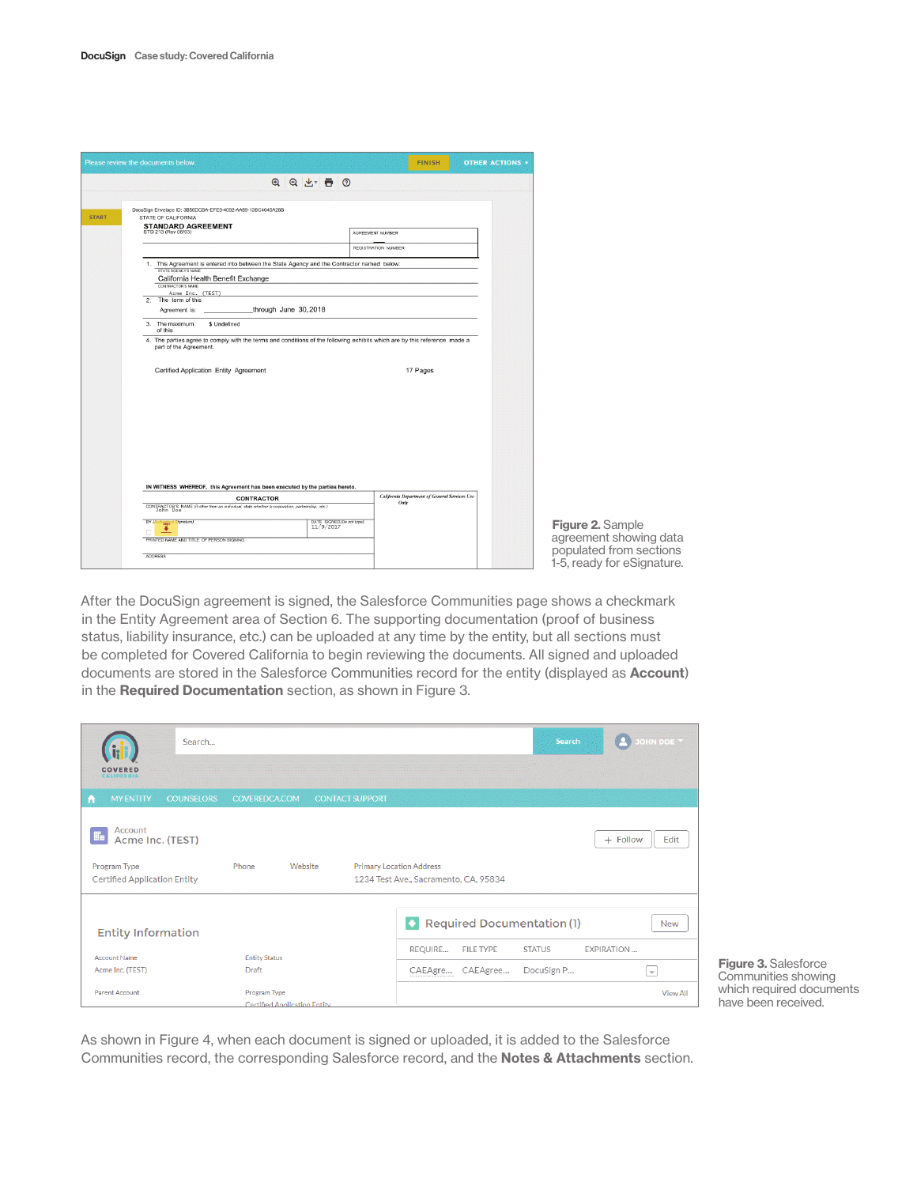Figure 2. Sample agreement showing data populated from sections 1-5, ready for eSignature.

After the DocuSign agreement is signed, the Salesforce Communities page shows a checkmark in the Entity Agreement area of Section 6. The supporting documentation (proof of business status, liability insurance, etc.) can be uploaded at any time by the entity, but all sections must be completed for Covered California to begin reviewing the documents. All signed and uploaded documents are stored in the Salesforce Communities record for the entity (displayed as **Account**) in the **Required Documentation** section, as shown in Figure 3.

Figure 3. Salesforce Communities showing which required documents have been received.

As shown in Figure 4, when each document is signed or uploaded, it is added to the Salesforce Communities record, the corresponding Salesforce record, and the **Notes & Attachments** section.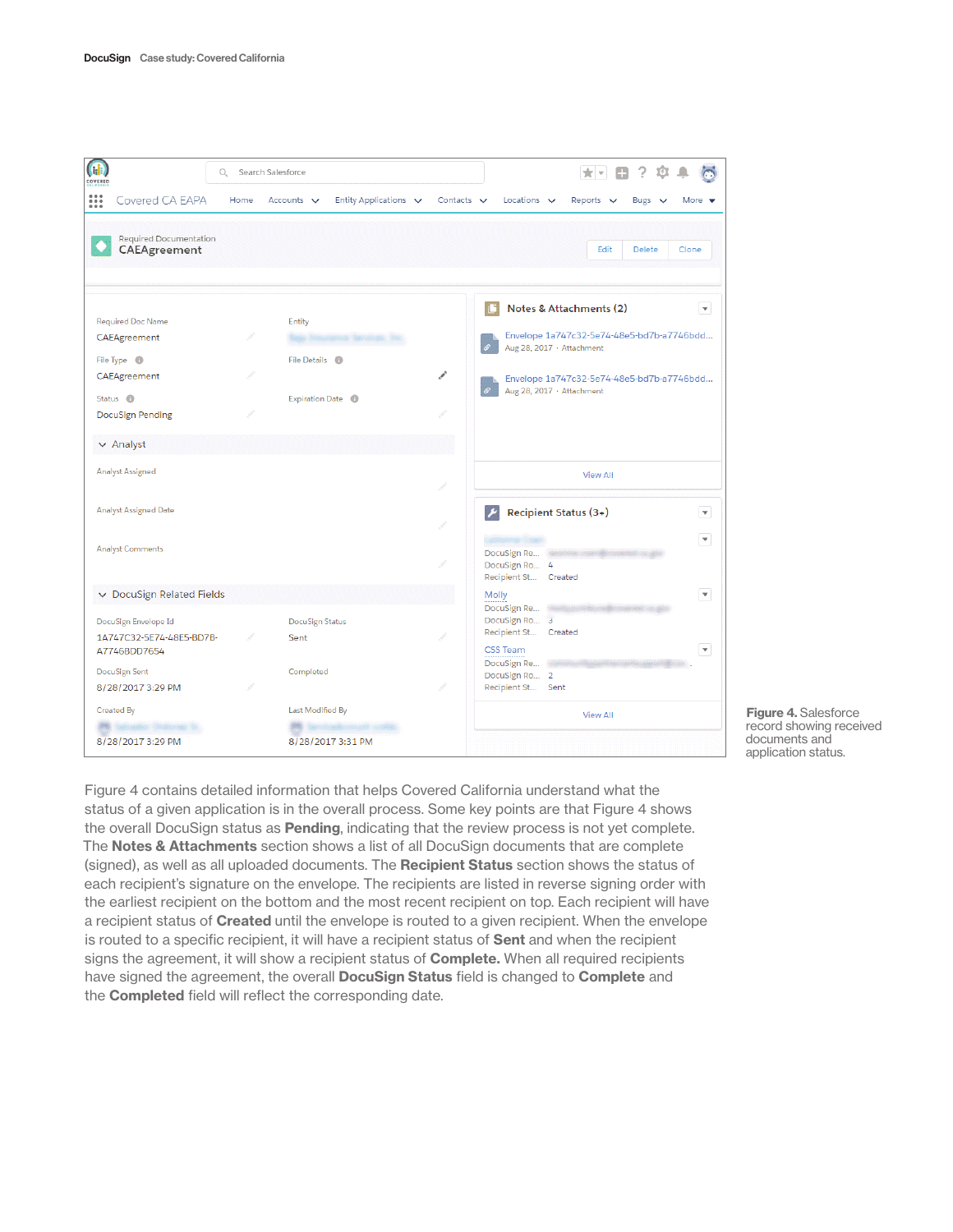Figure 4. Salesforce record showing received documents and application status.

Figure 4 contains detailed information that helps Covered California understand what the status of a given application is in the overall process. Some key points are that Figure 4 shows the overall DocuSign status as **Pending**, indicating that the review process is not yet complete. The **Notes & Attachments** section shows a list of all DocuSign documents that are complete (signed), as well as all uploaded documents. The **Recipient Status** section shows the status of each recipient's signature on the envelope. The recipients are listed in reverse signing order with the earliest recipient on the bottom and the most recent recipient on top. Each recipient will have a recipient status of **Created** until the envelope is routed to a given recipient. When the envelope is routed to a specific recipient, it will have a recipient status of **Sent** and when the recipient signs the agreement, it will show a recipient status of **Complete.** When all required recipients have signed the agreement, the overall **DocuSign Status** field is changed to **Complete** and the **Completed** field will reflect the corresponding date.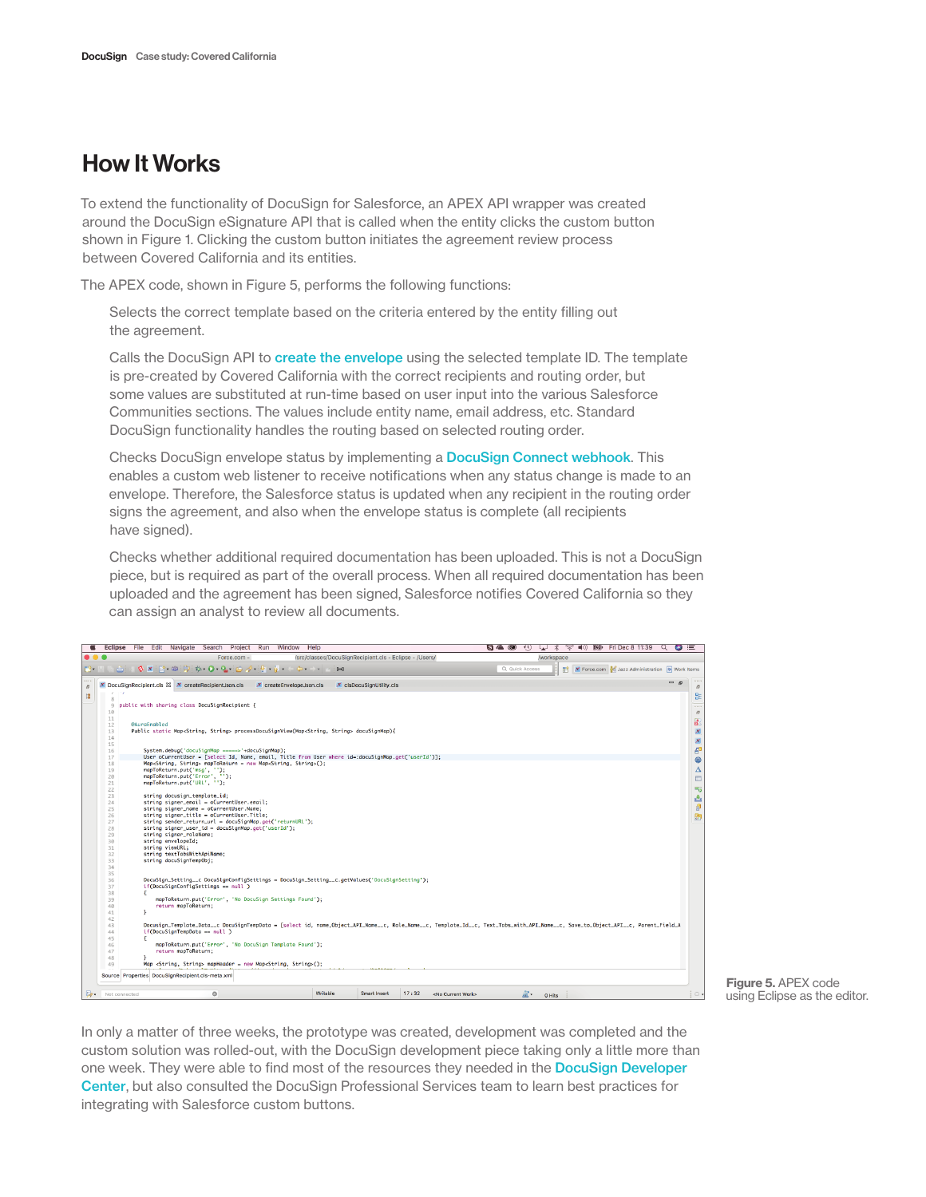# How It Works

To extend the functionality of DocuSign for Salesforce, an APEX API wrapper was created around the DocuSign eSignature API that is called when the entity clicks the custom button shown in Figure 1. Clicking the custom button initiates the agreement review process between Covered California and its entities.

The APEX code, shown in Figure 5, performs the following functions:

- Selects the correct template based on the criteria entered by the entity filling out the agreement.

- Calls the DocuSign API to create the envelope using the selected template ID. The template is pre-created by Covered California with the correct recipients and routing order, but some values are substituted at run-time based on user input into the various Salesforce Communities sections. The values include entity name, email address, etc. Standard DocuSign functionality handles the routing based on selected routing order.

- Checks DocuSign envelope status by implementing a DocuSign Connect webhook. This enables a custom web listener to receive notifications when any status change is made to an envelope. Therefore, the Salesforce status is updated when any recipient in the routing order signs the agreement, and also when the envelope status is complete (all recipients have signed).

- Checks whether additional required documentation has been uploaded. This is not a DocuSign piece, but is required as part of the overall process. When all required documentation has been uploaded and the agreement has been signed, Salesforce notifies Covered California so they can assign an analyst to review all documents.

**Figure 5.** APEX code using Eclipse as the editor.

In only a matter of three weeks, the prototype was created, development was completed and the custom solution was rolled-out, with the DocuSign development piece taking only a little more than one week. They were able to find most of the resources they needed in the DocuSign Developer Center, but also consulted the DocuSign Professional Services team to learn best practices for integrating with Salesforce custom buttons.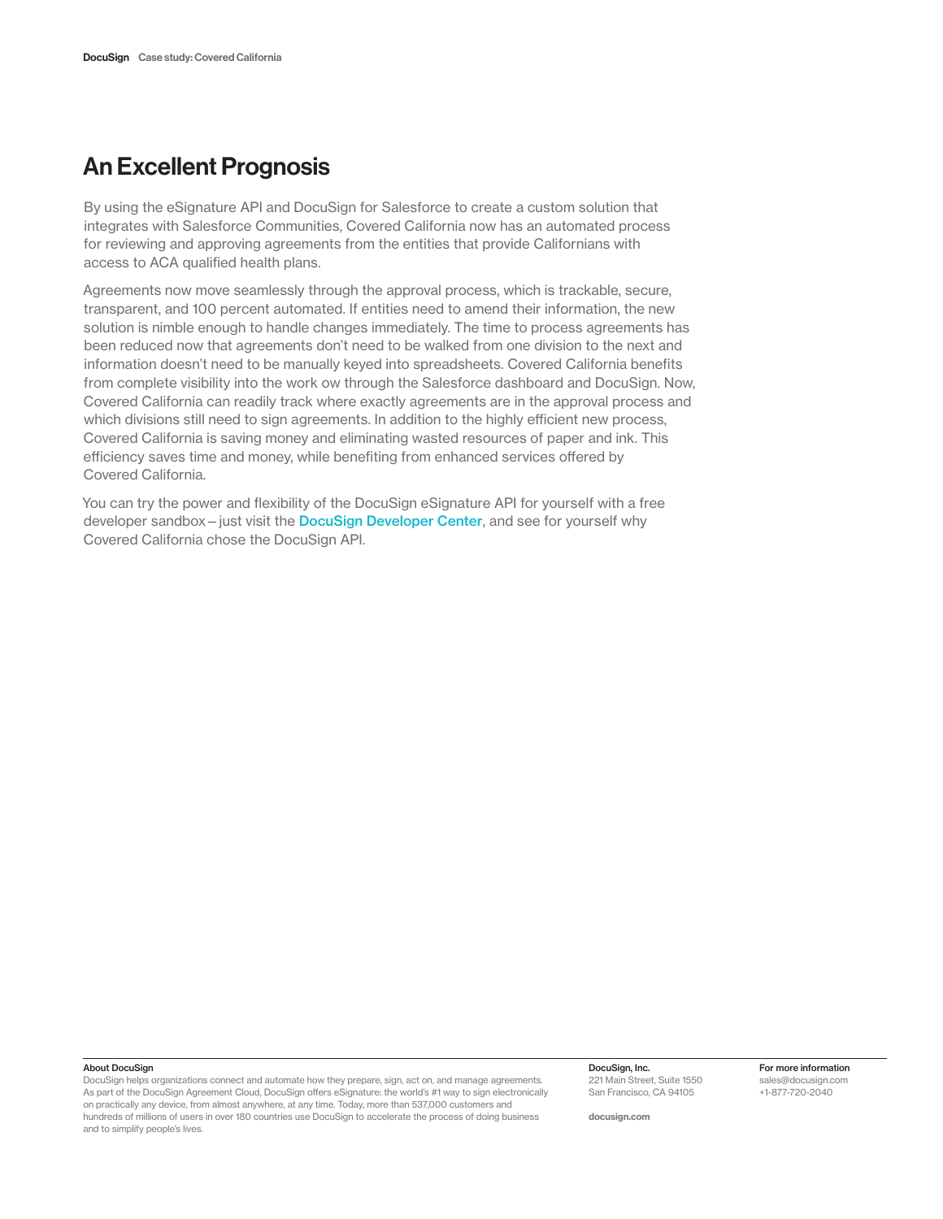## An Excellent Prognosis

By using the eSignature API and DocuSign for Salesforce to create a custom solution that integrates with Salesforce Communities, Covered California now has an automated process for reviewing and approving agreements from the entities that provide Californians with access to ACA qualified health plans.

Agreements now move seamlessly through the approval process, which is trackable, secure, transparent, and 100 percent automated. If entities need to amend their information, the new solution is nimble enough to handle changes immediately. The time to process agreements has been reduced now that agreements don't need to be walked from one division to the next and information doesn't need to be manually keyed into spreadsheets. Covered California benefits from complete visibility into the work ow through the Salesforce dashboard and DocuSign. Now, Covered California can readily track where exactly agreements are in the approval process and which divisions still need to sign agreements. In addition to the highly efficient new process, Covered California is saving money and eliminating wasted resources of paper and ink. This efficiency saves time and money, while benefiting from enhanced services offered by Covered California.

You can try the power and flexibility of the DocuSign eSignature API for yourself with a free developer sandbox—just visit the DocuSign Developer Center, and see for yourself why Covered California chose the DocuSign API.

**About DocuSign**

DocuSign helps organizations connect and automate how they prepare, sign, act on, and manage agreements. As part of the DocuSign Agreement Cloud, DocuSign offers eSignature: the world's #1 way to sign electronically on practically any device, from almost anywhere, at any time. Today, more than 537,000 customers and hundreds of millions of users in over 180 countries use DocuSign to accelerate the process of doing business and to simplify people's lives.

**DocuSign, Inc.**
221 Main Street, Suite 1550
San Francisco, CA 94105

**docusign.com**

**For more information**
sales@docusign.com
+1-877-720-2040